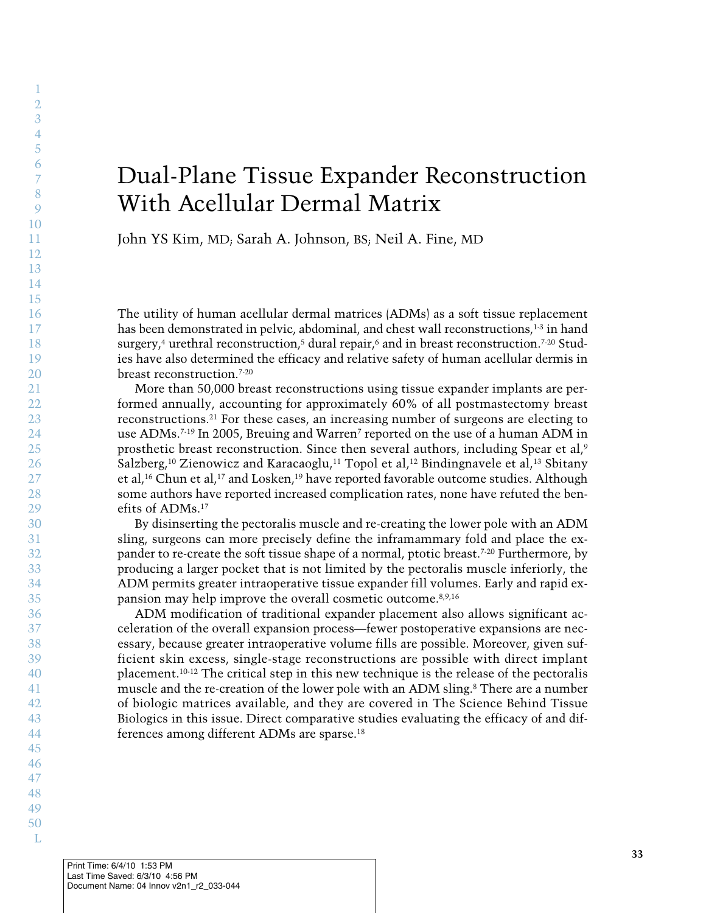# Dual-Plane Tissue Expander Reconstruction With Acellular Dermal Matrix

John YS Kim, MD; Sarah A. Johnson, BS; Neil A. Fine, MD

The utility of human acellular dermal matrices (ADMs) as a soft tissue replacement has been demonstrated in pelvic, abdominal, and chest wall reconstructions,[1-3] in hand surgery,[4] urethral reconstruction,[5] dural repair,[6] and in breast reconstruction.[7-20] Studies have also determined the efficacy and relative safety of human acellular dermis in breast reconstruction.[7-20]

More than 50,000 breast reconstructions using tissue expander implants are performed annually, accounting for approximately 60% of all postmastectomy breast reconstructions.[21] For these cases, an increasing number of surgeons are electing to use ADMs.[7-19] In 2005, Breuing and Warren[7] reported on the use of a human ADM in prosthetic breast reconstruction. Since then several authors, including Spear et al,[9] Salzberg,[10] Zienowicz and Karacaoglu,[11] Topol et al,[12] Bindingnavele et al,[13] Sbitany et al,[16] Chun et al,[17] and Losken,[19] have reported favorable outcome studies. Although some authors have reported increased complication rates, none have refuted the benefits of ADMs.[17]

By disinserting the pectoralis muscle and re-creating the lower pole with an ADM sling, surgeons can more precisely define the inframammary fold and place the expander to re-create the soft tissue shape of a normal, ptotic breast.[7-20] Furthermore, by producing a larger pocket that is not limited by the pectoralis muscle inferiorly, the ADM permits greater intraoperative tissue expander fill volumes. Early and rapid expansion may help improve the overall cosmetic outcome.[8,9,16]

ADM modification of traditional expander placement also allows significant acceleration of the overall expansion process—fewer postoperative expansions are necessary, because greater intraoperative volume fills are possible. Moreover, given sufficient skin excess, single-stage reconstructions are possible with direct implant placement.[10-12] The critical step in this new technique is the release of the pectoralis muscle and the re-creation of the lower pole with an ADM sling.[8] There are a number of biologic matrices available, and they are covered in The Science Behind Tissue Biologics in this issue. Direct comparative studies evaluating the efficacy of and differences among different ADMs are sparse.[18]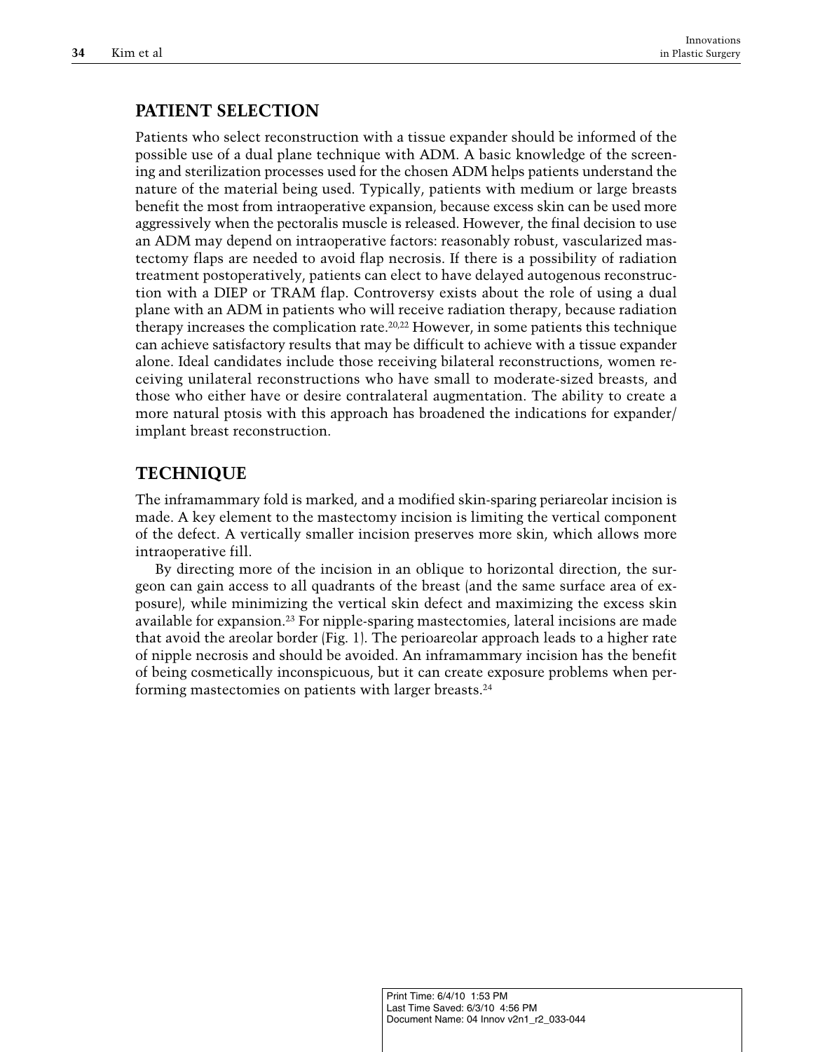## PATIENT SELECTION

Patients who select reconstruction with a tissue expander should be informed of the possible use of a dual plane technique with ADM. A basic knowledge of the screening and sterilization processes used for the chosen ADM helps patients understand the nature of the material being used. Typically, patients with medium or large breasts benefit the most from intraoperative expansion, because excess skin can be used more aggressively when the pectoralis muscle is released. However, the final decision to use an ADM may depend on intraoperative factors: reasonably robust, vascularized mastectomy flaps are needed to avoid flap necrosis. If there is a possibility of radiation treatment postoperatively, patients can elect to have delayed autogenous reconstruction with a DIEP or TRAM flap. Controversy exists about the role of using a dual plane with an ADM in patients who will receive radiation therapy, because radiation therapy increases the complication rate.[20,22] However, in some patients this technique can achieve satisfactory results that may be difficult to achieve with a tissue expander alone. Ideal candidates include those receiving bilateral reconstructions, women receiving unilateral reconstructions who have small to moderate-sized breasts, and those who either have or desire contralateral augmentation. The ability to create a more natural ptosis with this approach has broadened the indications for expander/implant breast reconstruction.

## TECHNIQUE

The inframammary fold is marked, and a modified skin-sparing periareolar incision is made. A key element to the mastectomy incision is limiting the vertical component of the defect. A vertically smaller incision preserves more skin, which allows more intraoperative fill.

By directing more of the incision in an oblique to horizontal direction, the surgeon can gain access to all quadrants of the breast (and the same surface area of exposure), while minimizing the vertical skin defect and maximizing the excess skin available for expansion.[23] For nipple-sparing mastectomies, lateral incisions are made that avoid the areolar border (Fig. 1). The perioareolar approach leads to a higher rate of nipple necrosis and should be avoided. An inframammary incision has the benefit of being cosmetically inconspicuous, but it can create exposure problems when performing mastectomies on patients with larger breasts.[24]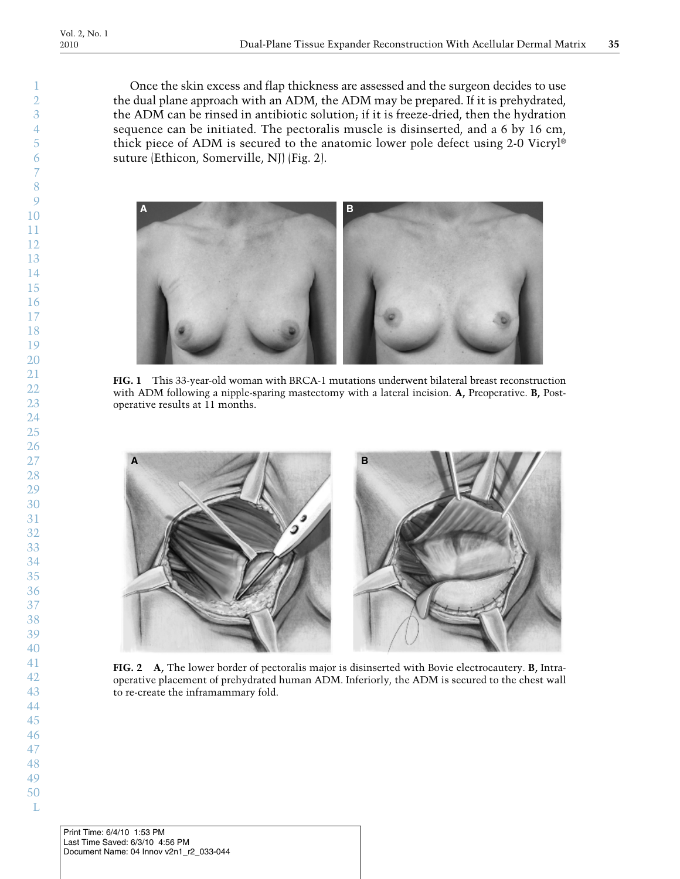Once the skin excess and flap thickness are assessed and the surgeon decides to use the dual plane approach with an ADM, the ADM may be prepared. If it is prehydrated, the ADM can be rinsed in antibiotic solution; if it is freeze-dried, then the hydration sequence can be initiated. The pectoralis muscle is disinserted, and a 6 by 16 cm, thick piece of ADM is secured to the anatomic lower pole defect using 2-0 Vicryl® suture (Ethicon, Somerville, NJ) (Fig. 2).

**FIG. 1** This 33-year-old woman with BRCA-1 mutations underwent bilateral breast reconstruction with ADM following a nipple-sparing mastectomy with a lateral incision. **A,** Preoperative. **B,** Postoperative results at 11 months.

**FIG. 2** **A,** The lower border of pectoralis major is disinserted with Bovie electrocautery. **B,** Intraoperative placement of prehydrated human ADM. Inferiorly, the ADM is secured to the chest wall to re-create the inframammary fold.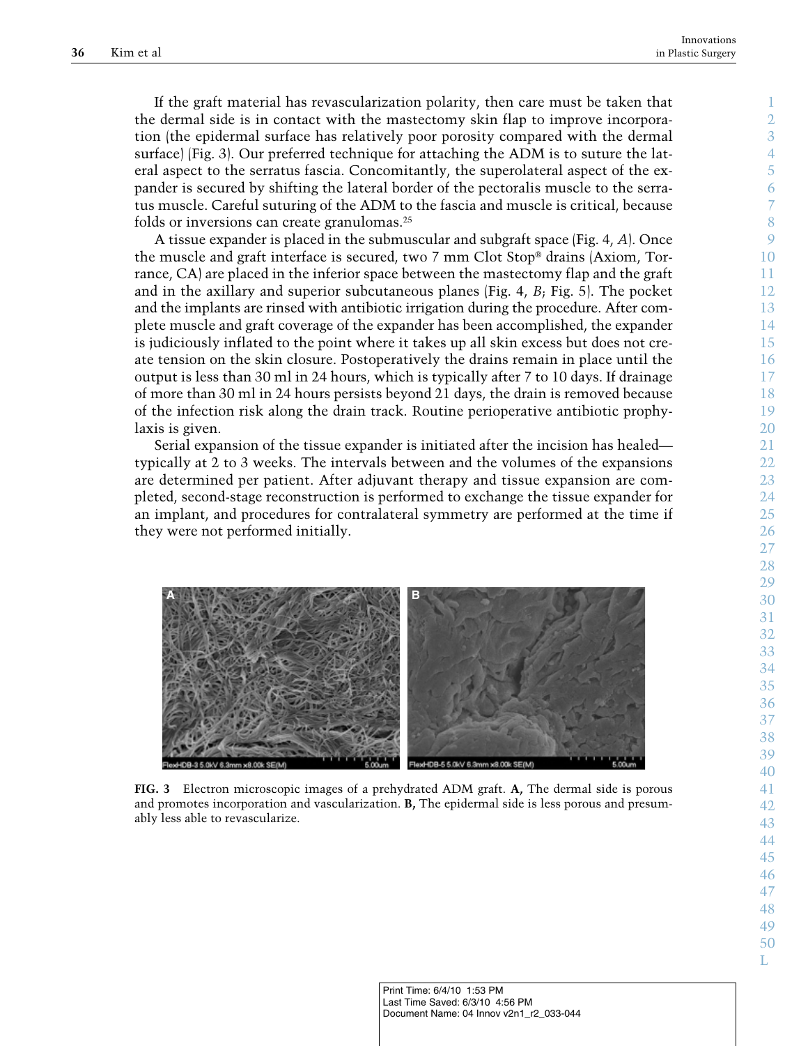If the graft material has revascularization polarity, then care must be taken that the dermal side is in contact with the mastectomy skin flap to improve incorporation (the epidermal surface has relatively poor porosity compared with the dermal surface) (Fig. 3). Our preferred technique for attaching the ADM is to suture the lateral aspect to the serratus fascia. Concomitantly, the superolateral aspect of the expander is secured by shifting the lateral border of the pectoralis muscle to the serratus muscle. Careful suturing of the ADM to the fascia and muscle is critical, because folds or inversions can create granulomas.[25]

A tissue expander is placed in the submuscular and subgraft space (Fig. 4, *A*). Once the muscle and graft interface is secured, two 7 mm Clot Stop® drains (Axiom, Torrance, CA) are placed in the inferior space between the mastectomy flap and the graft and in the axillary and superior subcutaneous planes (Fig. 4, *B*; Fig. 5). The pocket and the implants are rinsed with antibiotic irrigation during the procedure. After complete muscle and graft coverage of the expander has been accomplished, the expander is judiciously inflated to the point where it takes up all skin excess but does not create tension on the skin closure. Postoperatively the drains remain in place until the output is less than 30 ml in 24 hours, which is typically after 7 to 10 days. If drainage of more than 30 ml in 24 hours persists beyond 21 days, the drain is removed because of the infection risk along the drain track. Routine perioperative antibiotic prophylaxis is given.

Serial expansion of the tissue expander is initiated after the incision has healed—typically at 2 to 3 weeks. The intervals between and the volumes of the expansions are determined per patient. After adjuvant therapy and tissue expansion are completed, second-stage reconstruction is performed to exchange the tissue expander for an implant, and procedures for contralateral symmetry are performed at the time if they were not performed initially.

**FIG. 3** Electron microscopic images of a prehydrated ADM graft. **A,** The dermal side is porous and promotes incorporation and vascularization. **B,** The epidermal side is less porous and presumably less able to revascularize.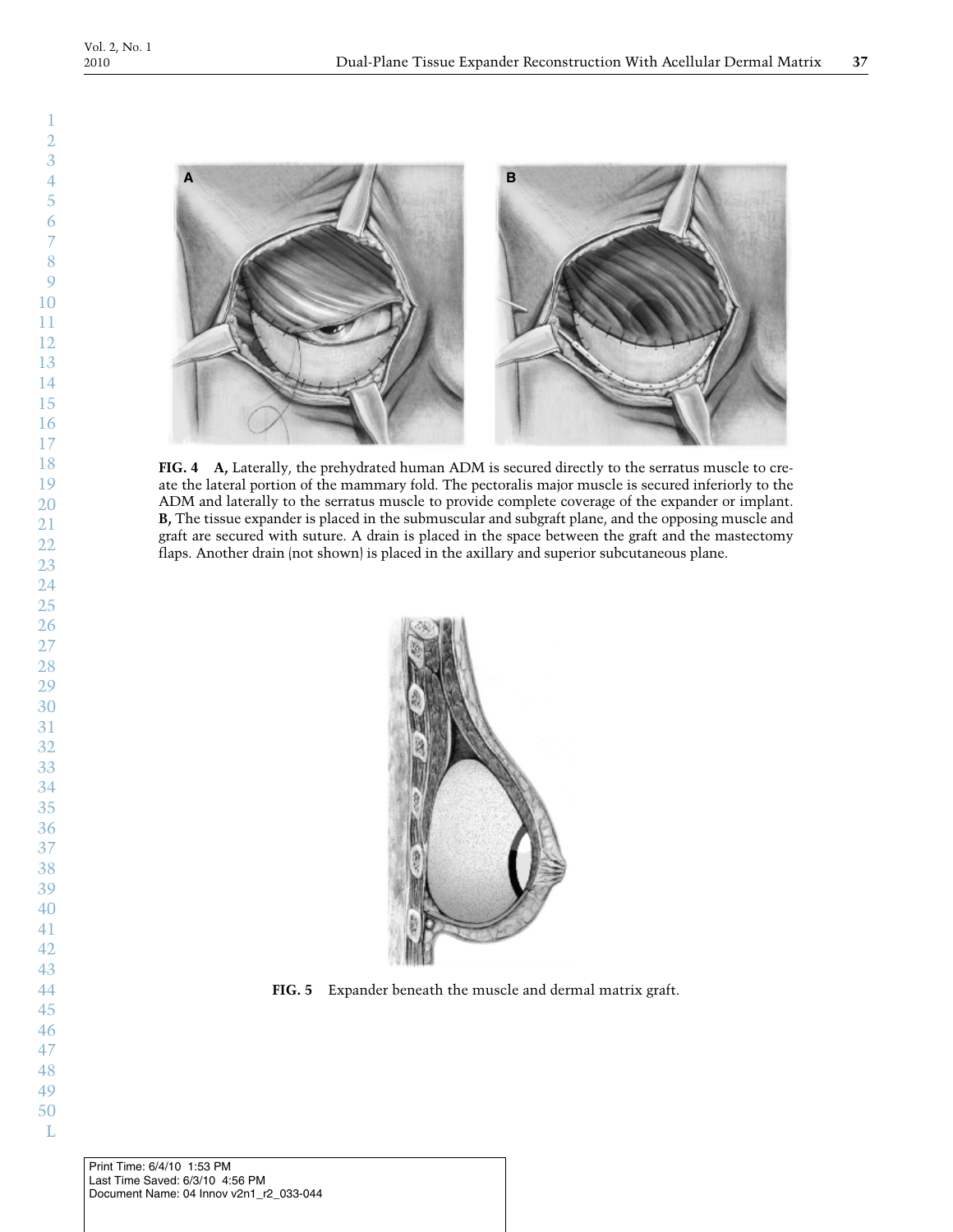**FIG. 4** **A,** Laterally, the prehydrated human ADM is secured directly to the serratus muscle to create the lateral portion of the mammary fold. The pectoralis major muscle is secured inferiorly to the ADM and laterally to the serratus muscle to provide complete coverage of the expander or implant. **B,** The tissue expander is placed in the submuscular and subgraft plane, and the opposing muscle and graft are secured with suture. A drain is placed in the space between the graft and the mastectomy flaps. Another drain (not shown) is placed in the axillary and superior subcutaneous plane.

**FIG. 5** Expander beneath the muscle and dermal matrix graft.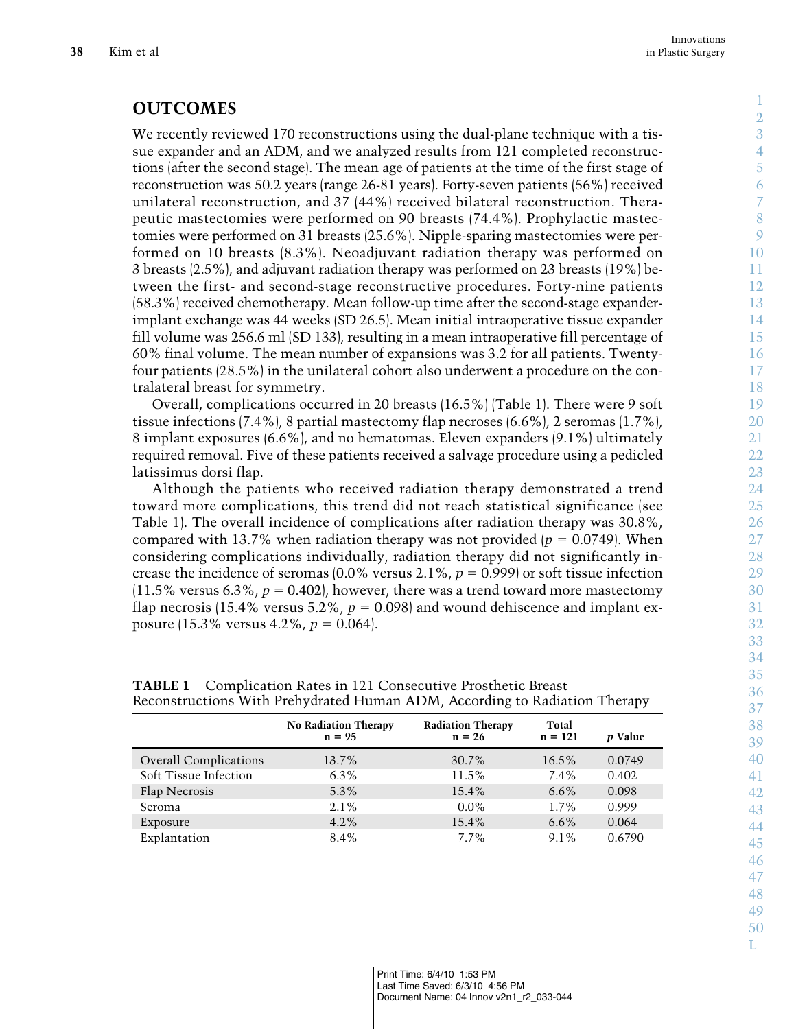## OUTCOMES

We recently reviewed 170 reconstructions using the dual-plane technique with a tissue expander and an ADM, and we analyzed results from 121 completed reconstructions (after the second stage). The mean age of patients at the time of the first stage of reconstruction was 50.2 years (range 26-81 years). Forty-seven patients (56%) received unilateral reconstruction, and 37 (44%) received bilateral reconstruction. Therapeutic mastectomies were performed on 90 breasts (74.4%). Prophylactic mastectomies were performed on 31 breasts (25.6%). Nipple-sparing mastectomies were performed on 10 breasts (8.3%). Neoadjuvant radiation therapy was performed on 3 breasts (2.5%), and adjuvant radiation therapy was performed on 23 breasts (19%) between the first- and second-stage reconstructive procedures. Forty-nine patients (58.3%) received chemotherapy. Mean follow-up time after the second-stage expander-implant exchange was 44 weeks (SD 26.5). Mean initial intraoperative tissue expander fill volume was 256.6 ml (SD 133), resulting in a mean intraoperative fill percentage of 60% final volume. The mean number of expansions was 3.2 for all patients. Twenty-four patients (28.5%) in the unilateral cohort also underwent a procedure on the contralateral breast for symmetry.

Overall, complications occurred in 20 breasts (16.5%) (Table 1). There were 9 soft tissue infections (7.4%), 8 partial mastectomy flap necroses (6.6%), 2 seromas (1.7%), 8 implant exposures (6.6%), and no hematomas. Eleven expanders (9.1%) ultimately required removal. Five of these patients received a salvage procedure using a pedicled latissimus dorsi flap.

Although the patients who received radiation therapy demonstrated a trend toward more complications, this trend did not reach statistical significance (see Table 1). The overall incidence of complications after radiation therapy was 30.8%, compared with 13.7% when radiation therapy was not provided ($p = 0.0749$). When considering complications individually, radiation therapy did not significantly increase the incidence of seromas (0.0% versus 2.1%, $p = 0.999$) or soft tissue infection (11.5% versus 6.3%, $p = 0.402$), however, there was a trend toward more mastectomy flap necrosis (15.4% versus 5.2%, $p = 0.098$) and wound dehiscence and implant exposure (15.3% versus 4.2%, $p = 0.064$).

**TABLE 1** Complication Rates in 121 Consecutive Prosthetic Breast Reconstructions With Prehydrated Human ADM, According to Radiation Therapy

| | No Radiation Therapy n = 95 | Radiation Therapy n = 26 | Total n = 121 | *p* Value |
|---|---|---|---|---|
| Overall Complications | 13.7% | 30.7% | 16.5% | 0.0749 |
| Soft Tissue Infection | 6.3% | 11.5% | 7.4% | 0.402 |
| Flap Necrosis | 5.3% | 15.4% | 6.6% | 0.098 |
| Seroma | 2.1% | 0.0% | 1.7% | 0.999 |
| Exposure | 4.2% | 15.4% | 6.6% | 0.064 |
| Explantation | 8.4% | 7.7% | 9.1% | 0.6790 |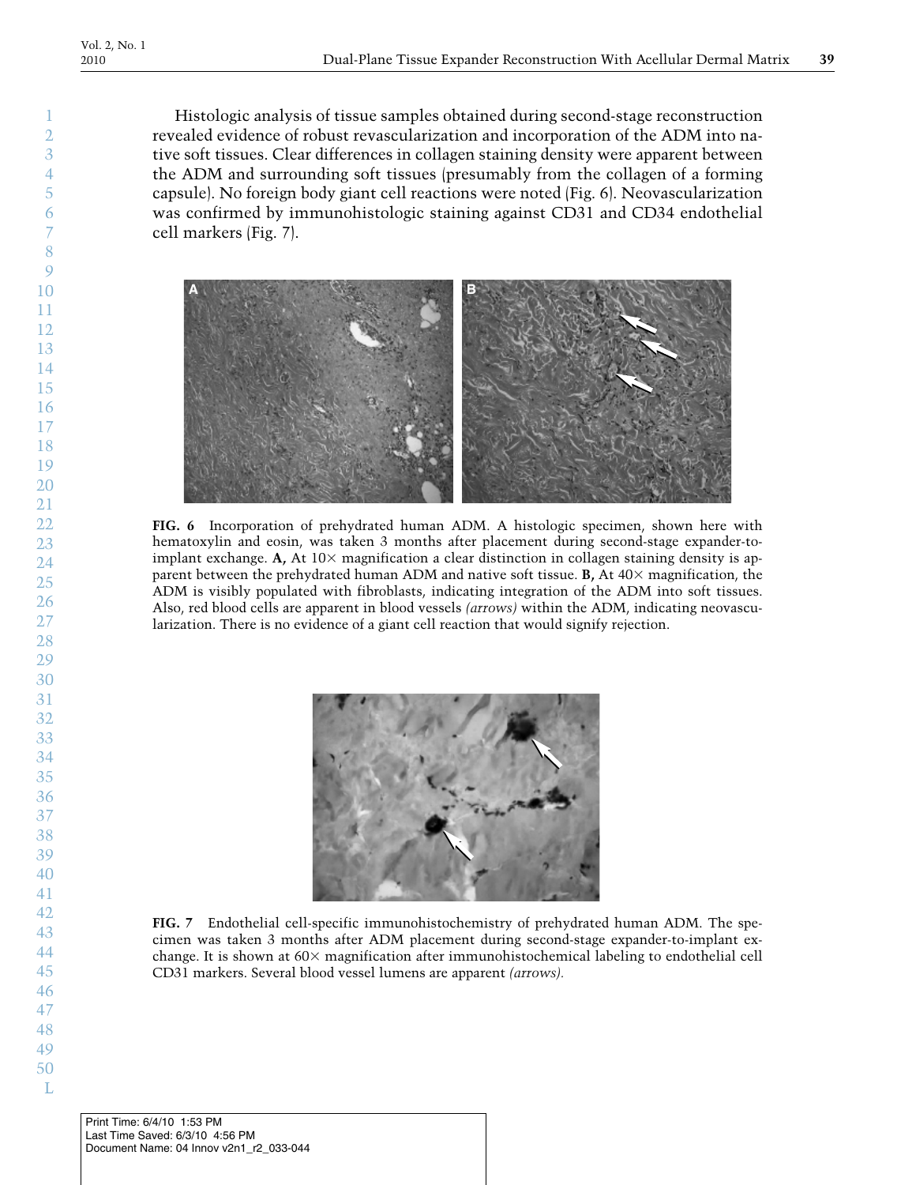Histologic analysis of tissue samples obtained during second-stage reconstruction revealed evidence of robust revascularization and incorporation of the ADM into native soft tissues. Clear differences in collagen staining density were apparent between the ADM and surrounding soft tissues (presumably from the collagen of a forming capsule). No foreign body giant cell reactions were noted (Fig. 6). Neovascularization was confirmed by immunohistologic staining against CD31 and CD34 endothelial cell markers (Fig. 7).

**FIG. 6** Incorporation of prehydrated human ADM. A histologic specimen, shown here with hematoxylin and eosin, was taken 3 months after placement during second-stage expander-to-implant exchange. **A,** At 10× magnification a clear distinction in collagen staining density is apparent between the prehydrated human ADM and native soft tissue. **B,** At 40× magnification, the ADM is visibly populated with fibroblasts, indicating integration of the ADM into soft tissues. Also, red blood cells are apparent in blood vessels *(arrows)* within the ADM, indicating neovascularization. There is no evidence of a giant cell reaction that would signify rejection.

**FIG. 7** Endothelial cell-specific immunohistochemistry of prehydrated human ADM. The specimen was taken 3 months after ADM placement during second-stage expander-to-implant exchange. It is shown at 60× magnification after immunohistochemical labeling to endothelial cell CD31 markers. Several blood vessel lumens are apparent *(arrows)*.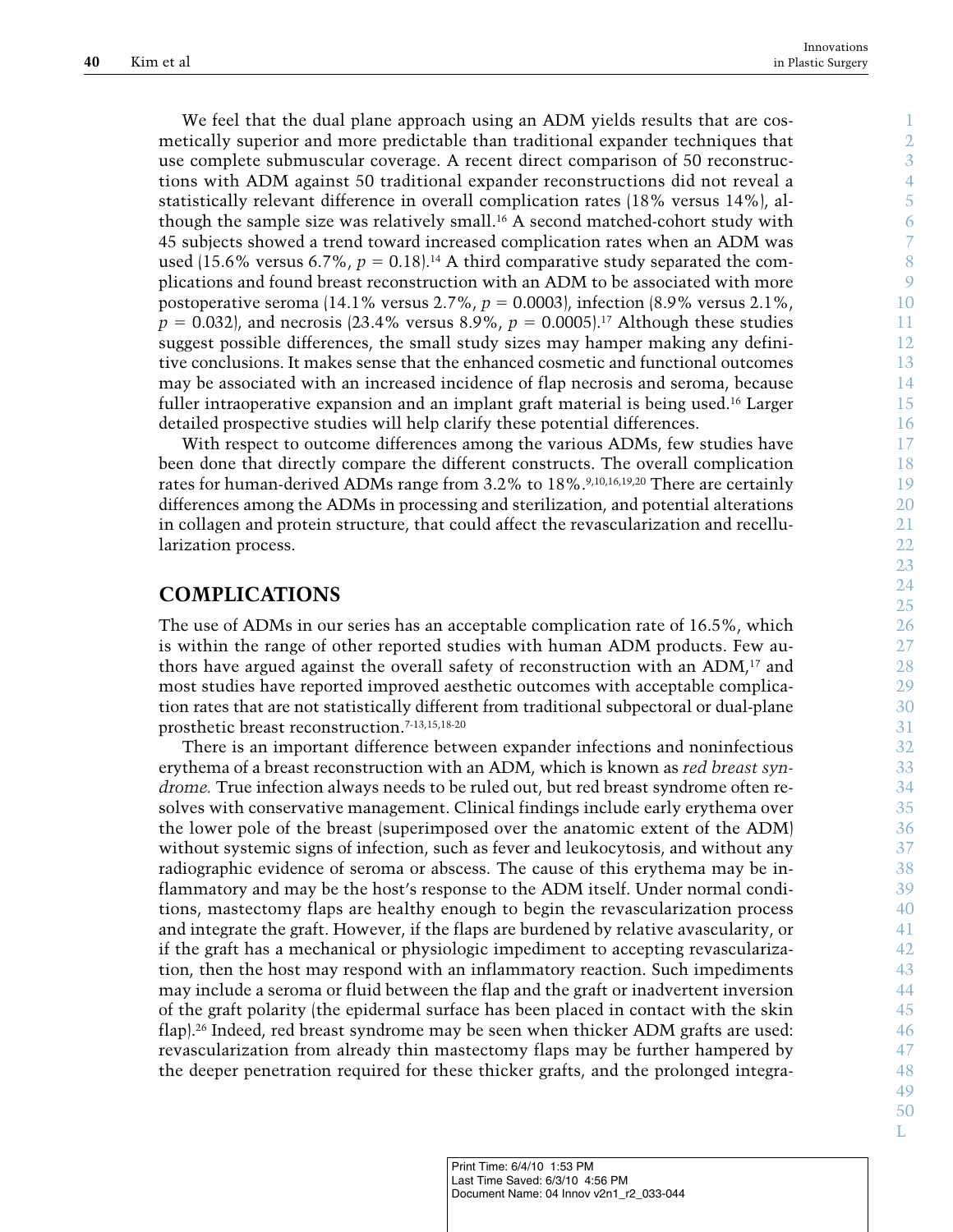We feel that the dual plane approach using an ADM yields results that are cosmetically superior and more predictable than traditional expander techniques that use complete submuscular coverage. A recent direct comparison of 50 reconstructions with ADM against 50 traditional expander reconstructions did not reveal a statistically relevant difference in overall complication rates (18% versus 14%), although the sample size was relatively small.[16] A second matched-cohort study with 45 subjects showed a trend toward increased complication rates when an ADM was used (15.6% versus 6.7%, $p = 0.18$).[14] A third comparative study separated the complications and found breast reconstruction with an ADM to be associated with more postoperative seroma (14.1% versus 2.7%, $p = 0.0003$), infection (8.9% versus 2.1%, $p = 0.032$), and necrosis (23.4% versus 8.9%, $p = 0.0005$).[17] Although these studies suggest possible differences, the small study sizes may hamper making any definitive conclusions. It makes sense that the enhanced cosmetic and functional outcomes may be associated with an increased incidence of flap necrosis and seroma, because fuller intraoperative expansion and an implant graft material is being used.[16] Larger detailed prospective studies will help clarify these potential differences.

With respect to outcome differences among the various ADMs, few studies have been done that directly compare the different constructs. The overall complication rates for human-derived ADMs range from 3.2% to 18%.[9,10,16,19,20] There are certainly differences among the ADMs in processing and sterilization, and potential alterations in collagen and protein structure, that could affect the revascularization and recellularization process.

## COMPLICATIONS

The use of ADMs in our series has an acceptable complication rate of 16.5%, which is within the range of other reported studies with human ADM products. Few authors have argued against the overall safety of reconstruction with an ADM,[17] and most studies have reported improved aesthetic outcomes with acceptable complication rates that are not statistically different from traditional subpectoral or dual-plane prosthetic breast reconstruction.[7-13,15,18-20]

There is an important difference between expander infections and noninfectious erythema of a breast reconstruction with an ADM, which is known as *red breast syndrome.* True infection always needs to be ruled out, but red breast syndrome often resolves with conservative management. Clinical findings include early erythema over the lower pole of the breast (superimposed over the anatomic extent of the ADM) without systemic signs of infection, such as fever and leukocytosis, and without any radiographic evidence of seroma or abscess. The cause of this erythema may be inflammatory and may be the host's response to the ADM itself. Under normal conditions, mastectomy flaps are healthy enough to begin the revascularization process and integrate the graft. However, if the flaps are burdened by relative avascularity, or if the graft has a mechanical or physiologic impediment to accepting revascularization, then the host may respond with an inflammatory reaction. Such impediments may include a seroma or fluid between the flap and the graft or inadvertent inversion of the graft polarity (the epidermal surface has been placed in contact with the skin flap).[26] Indeed, red breast syndrome may be seen when thicker ADM grafts are used: revascularization from already thin mastectomy flaps may be further hampered by the deeper penetration required for these thicker grafts, and the prolonged integra-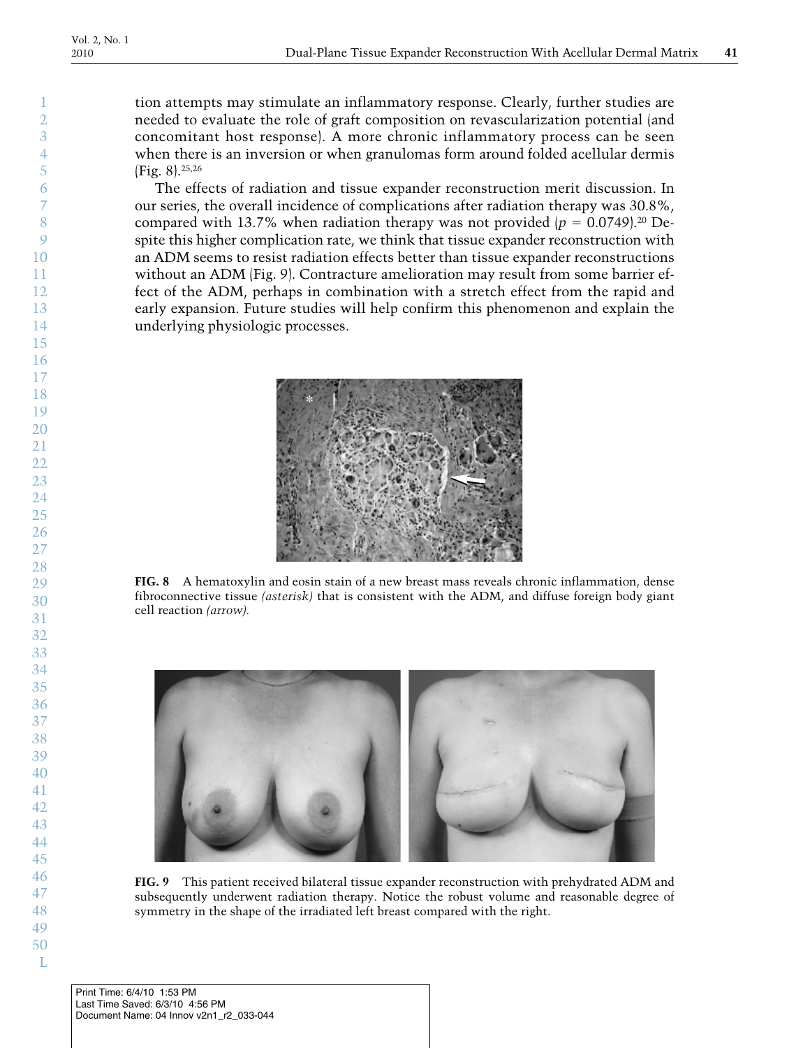tion attempts may stimulate an inflammatory response. Clearly, further studies are needed to evaluate the role of graft composition on revascularization potential (and concomitant host response). A more chronic inflammatory process can be seen when there is an inversion or when granulomas form around folded acellular dermis (Fig. 8).[25,26]

The effects of radiation and tissue expander reconstruction merit discussion. In our series, the overall incidence of complications after radiation therapy was 30.8%, compared with 13.7% when radiation therapy was not provided ($p = 0.0749$).[20] Despite this higher complication rate, we think that tissue expander reconstruction with an ADM seems to resist radiation effects better than tissue expander reconstructions without an ADM (Fig. 9). Contracture amelioration may result from some barrier effect of the ADM, perhaps in combination with a stretch effect from the rapid and early expansion. Future studies will help confirm this phenomenon and explain the underlying physiologic processes.

**FIG. 8** A hematoxylin and eosin stain of a new breast mass reveals chronic inflammation, dense fibroconnective tissue *(asterisk)* that is consistent with the ADM, and diffuse foreign body giant cell reaction *(arrow)*.

**FIG. 9** This patient received bilateral tissue expander reconstruction with prehydrated ADM and subsequently underwent radiation therapy. Notice the robust volume and reasonable degree of symmetry in the shape of the irradiated left breast compared with the right.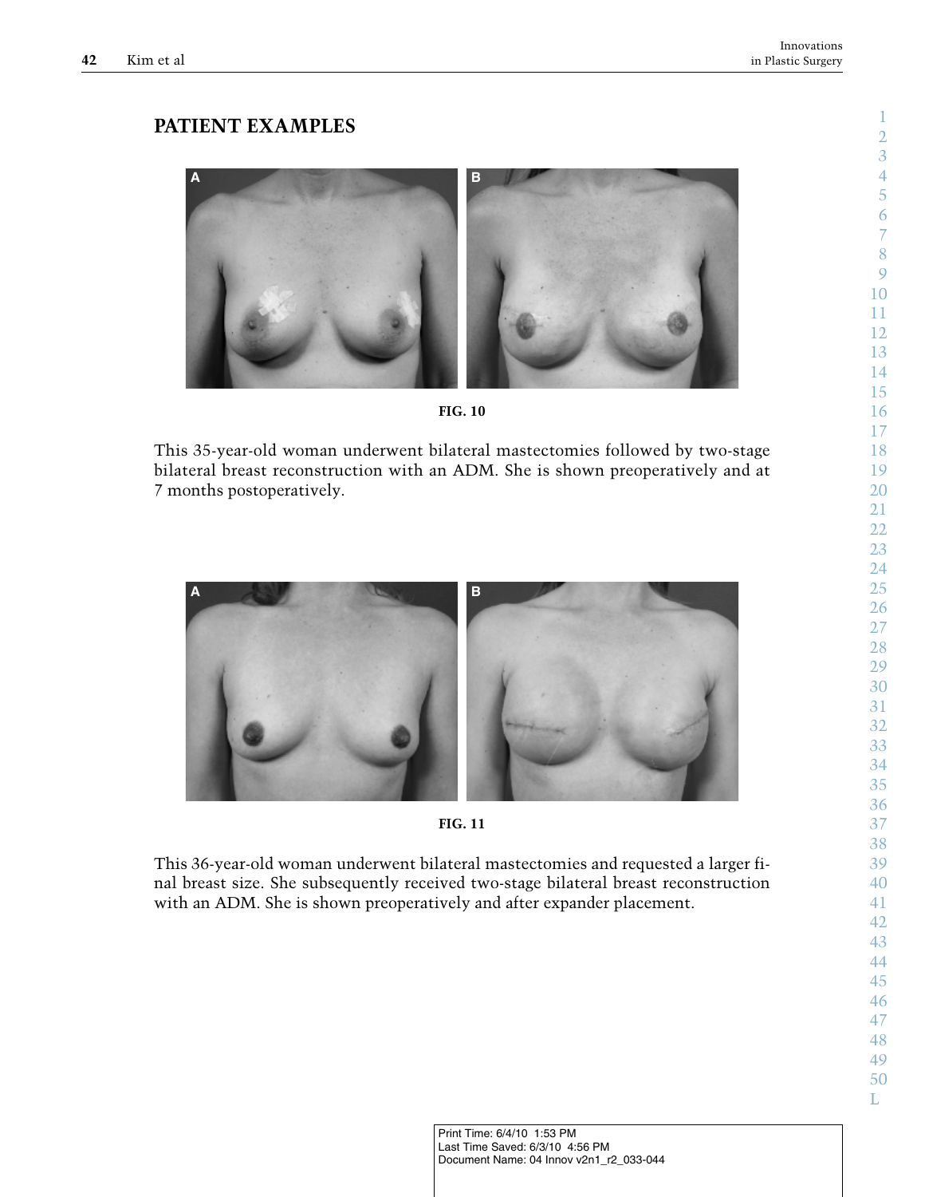## PATIENT EXAMPLES

FIG. 10

This 35-year-old woman underwent bilateral mastectomies followed by two-stage bilateral breast reconstruction with an ADM. She is shown preoperatively and at 7 months postoperatively.

FIG. 11

This 36-year-old woman underwent bilateral mastectomies and requested a larger final breast size. She subsequently received two-stage bilateral breast reconstruction with an ADM. She is shown preoperatively and after expander placement.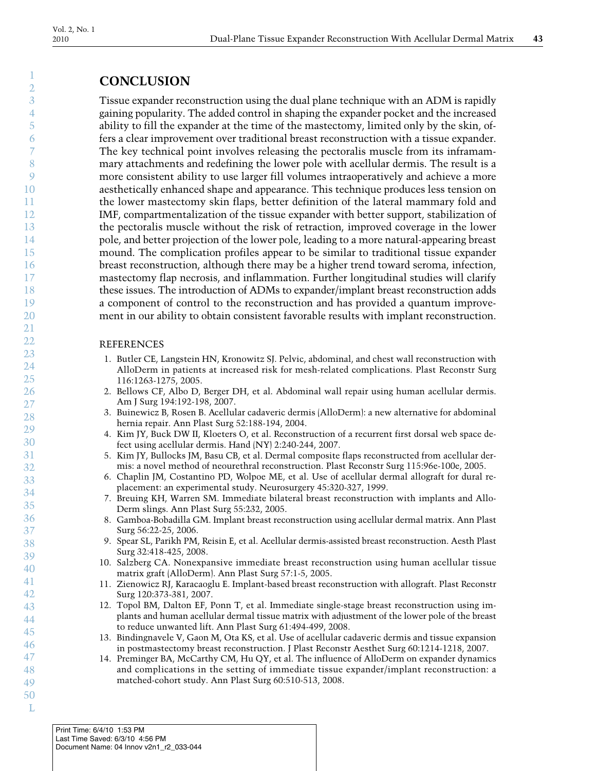## CONCLUSION

Tissue expander reconstruction using the dual plane technique with an ADM is rapidly gaining popularity. The added control in shaping the expander pocket and the increased ability to fill the expander at the time of the mastectomy, limited only by the skin, offers a clear improvement over traditional breast reconstruction with a tissue expander. The key technical point involves releasing the pectoralis muscle from its inframammary attachments and redefining the lower pole with acellular dermis. The result is a more consistent ability to use larger fill volumes intraoperatively and achieve a more aesthetically enhanced shape and appearance. This technique produces less tension on the lower mastectomy skin flaps, better definition of the lateral mammary fold and IMF, compartmentalization of the tissue expander with better support, stabilization of the pectoralis muscle without the risk of retraction, improved coverage in the lower pole, and better projection of the lower pole, leading to a more natural-appearing breast mound. The complication profiles appear to be similar to traditional tissue expander breast reconstruction, although there may be a higher trend toward seroma, infection, mastectomy flap necrosis, and inflammation. Further longitudinal studies will clarify these issues. The introduction of ADMs to expander/implant breast reconstruction adds a component of control to the reconstruction and has provided a quantum improvement in our ability to obtain consistent favorable results with implant reconstruction.

### REFERENCES

1. Butler CE, Langstein HN, Kronowitz SJ. Pelvic, abdominal, and chest wall reconstruction with AlloDerm in patients at increased risk for mesh-related complications. Plast Reconstr Surg 116:1263-1275, 2005.
2. Bellows CF, Albo D, Berger DH, et al. Abdominal wall repair using human acellular dermis. Am J Surg 194:192-198, 2007.
3. Buinewicz B, Rosen B. Acellular cadaveric dermis (AlloDerm): a new alternative for abdominal hernia repair. Ann Plast Surg 52:188-194, 2004.
4. Kim JY, Buck DW II, Kloeters O, et al. Reconstruction of a recurrent first dorsal web space defect using acellular dermis. Hand (NY) 2:240-244, 2007.
5. Kim JY, Bullocks JM, Basu CB, et al. Dermal composite flaps reconstructed from acellular dermis: a novel method of neourethral reconstruction. Plast Reconstr Surg 115:96e-100e, 2005.
6. Chaplin JM, Costantino PD, Wolpoe ME, et al. Use of acellular dermal allograft for dural replacement: an experimental study. Neurosurgery 45:320-327, 1999.
7. Breuing KH, Warren SM. Immediate bilateral breast reconstruction with implants and AlloDerm slings. Ann Plast Surg 55:232, 2005.
8. Gamboa-Bobadilla GM. Implant breast reconstruction using acellular dermal matrix. Ann Plast Surg 56:22-25, 2006.
9. Spear SL, Parikh PM, Reisin E, et al. Acellular dermis-assisted breast reconstruction. Aesth Plast Surg 32:418-425, 2008.
10. Salzberg CA. Nonexpansive immediate breast reconstruction using human acellular tissue matrix graft (AlloDerm). Ann Plast Surg 57:1-5, 2005.
11. Zienowicz RJ, Karacaoglu E. Implant-based breast reconstruction with allograft. Plast Reconstr Surg 120:373-381, 2007.
12. Topol BM, Dalton EF, Ponn T, et al. Immediate single-stage breast reconstruction using implants and human acellular dermal tissue matrix with adjustment of the lower pole of the breast to reduce unwanted lift. Ann Plast Surg 61:494-499, 2008.
13. Bindingnavele V, Gaon M, Ota KS, et al. Use of acellular cadaveric dermis and tissue expansion in postmastectomy breast reconstruction. J Plast Reconstr Aesthet Surg 60:1214-1218, 2007.
14. Preminger BA, McCarthy CM, Hu QY, et al. The influence of AlloDerm on expander dynamics and complications in the setting of immediate tissue expander/implant reconstruction: a matched-cohort study. Ann Plast Surg 60:510-513, 2008.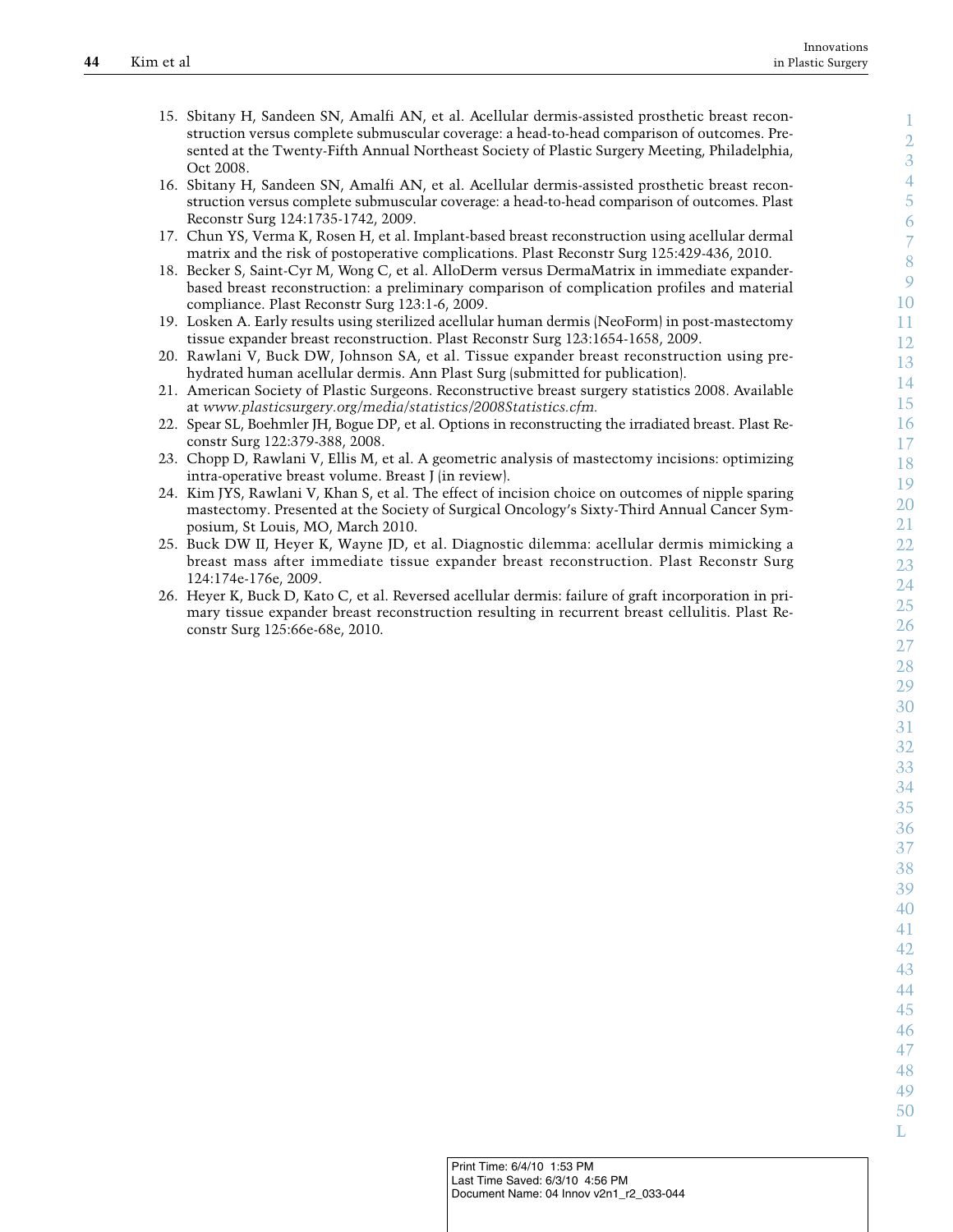15. Sbitany H, Sandeen SN, Amalfi AN, et al. Acellular dermis-assisted prosthetic breast reconstruction versus complete submuscular coverage: a head-to-head comparison of outcomes. Presented at the Twenty-Fifth Annual Northeast Society of Plastic Surgery Meeting, Philadelphia, Oct 2008.
16. Sbitany H, Sandeen SN, Amalfi AN, et al. Acellular dermis-assisted prosthetic breast reconstruction versus complete submuscular coverage: a head-to-head comparison of outcomes. Plast Reconstr Surg 124:1735-1742, 2009.
17. Chun YS, Verma K, Rosen H, et al. Implant-based breast reconstruction using acellular dermal matrix and the risk of postoperative complications. Plast Reconstr Surg 125:429-436, 2010.
18. Becker S, Saint-Cyr M, Wong C, et al. AlloDerm versus DermaMatrix in immediate expander-based breast reconstruction: a preliminary comparison of complication profiles and material compliance. Plast Reconstr Surg 123:1-6, 2009.
19. Losken A. Early results using sterilized acellular human dermis (NeoForm) in post-mastectomy tissue expander breast reconstruction. Plast Reconstr Surg 123:1654-1658, 2009.
20. Rawlani V, Buck DW, Johnson SA, et al. Tissue expander breast reconstruction using prehydrated human acellular dermis. Ann Plast Surg (submitted for publication).
21. American Society of Plastic Surgeons. Reconstructive breast surgery statistics 2008. Available at *www.plasticsurgery.org/media/statistics/2008Statistics.cfm.*
22. Spear SL, Boehmler JH, Bogue DP, et al. Options in reconstructing the irradiated breast. Plast Reconstr Surg 122:379-388, 2008.
23. Chopp D, Rawlani V, Ellis M, et al. A geometric analysis of mastectomy incisions: optimizing intra-operative breast volume. Breast J (in review).
24. Kim JYS, Rawlani V, Khan S, et al. The effect of incision choice on outcomes of nipple sparing mastectomy. Presented at the Society of Surgical Oncology's Sixty-Third Annual Cancer Symposium, St Louis, MO, March 2010.
25. Buck DW II, Heyer K, Wayne JD, et al. Diagnostic dilemma: acellular dermis mimicking a breast mass after immediate tissue expander breast reconstruction. Plast Reconstr Surg 124:174e-176e, 2009.
26. Heyer K, Buck D, Kato C, et al. Reversed acellular dermis: failure of graft incorporation in primary tissue expander breast reconstruction resulting in recurrent breast cellulitis. Plast Reconstr Surg 125:66e-68e, 2010.